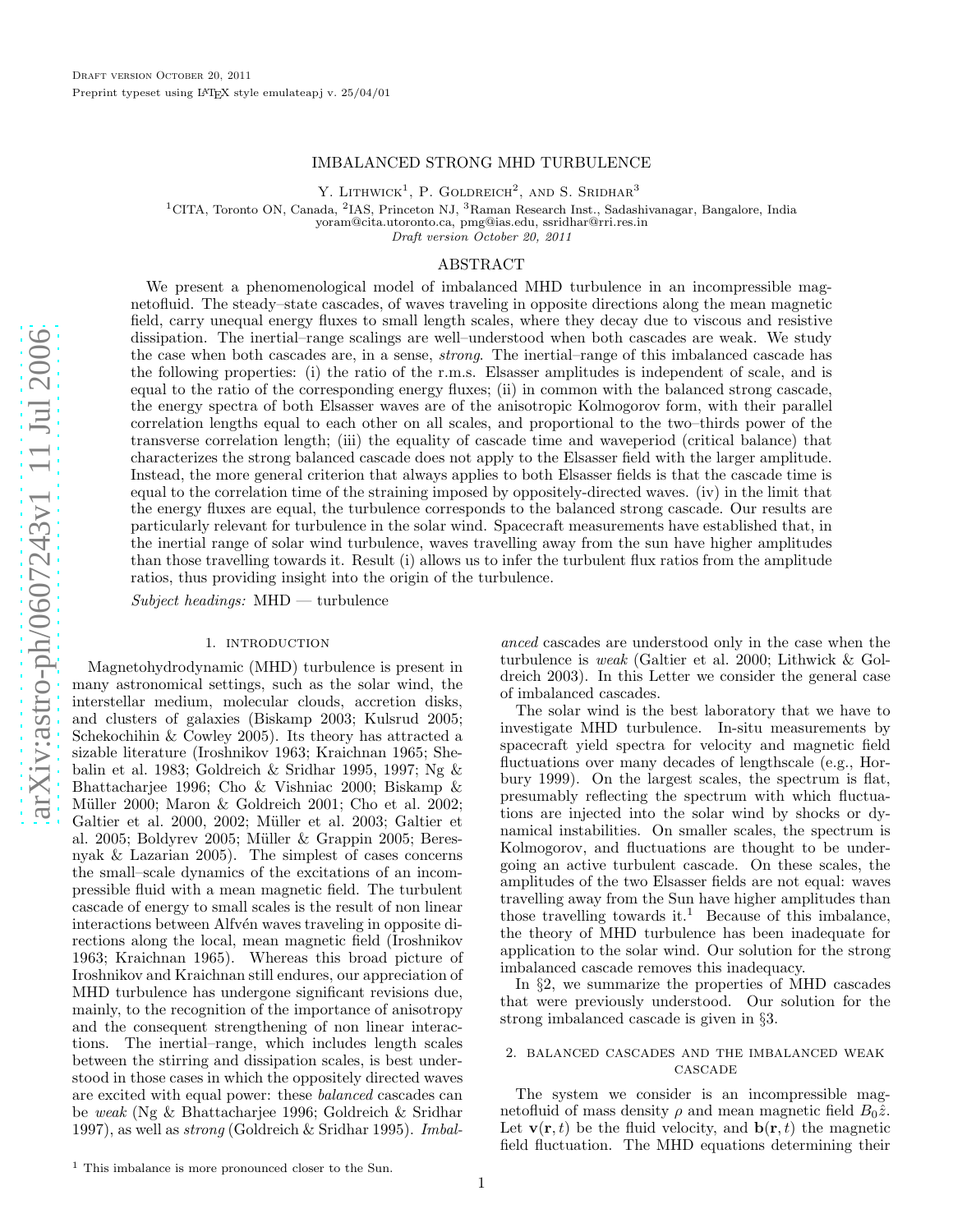# IMBALANCED STRONG MHD TURBULENCE

Y. Lithwick[1], P. Goldreich[2], and S. Sridhar[3]

[1]CITA, Toronto ON, Canada, [2]IAS, Princeton NJ, [3]Raman Research Inst., Sadashivanagar, Bangalore, India
yoram@cita.utoronto.ca, pmg@ias.edu, ssridhar@rri.res.in

*Draft version October 20, 2011*

## ABSTRACT

We present a phenomenological model of imbalanced MHD turbulence in an incompressible magnetofluid. The steady–state cascades, of waves traveling in opposite directions along the mean magnetic field, carry unequal energy fluxes to small length scales, where they decay due to viscous and resistive dissipation. The inertial–range scalings are well–understood when both cascades are weak. We study the case when both cascades are, in a sense, *strong*. The inertial–range of this imbalanced cascade has the following properties: (i) the ratio of the r.m.s. Elsasser amplitudes is independent of scale, and is equal to the ratio of the corresponding energy fluxes; (ii) in common with the balanced strong cascade, the energy spectra of both Elsasser waves are of the anisotropic Kolmogorov form, with their parallel correlation lengths equal to each other on all scales, and proportional to the two–thirds power of the transverse correlation length; (iii) the equality of cascade time and waveperiod (critical balance) that characterizes the strong balanced cascade does not apply to the Elsasser field with the larger amplitude. Instead, the more general criterion that always applies to both Elsasser fields is that the cascade time is equal to the correlation time of the straining imposed by oppositely-directed waves. (iv) in the limit that the energy fluxes are equal, the turbulence corresponds to the balanced strong cascade. Our results are particularly relevant for turbulence in the solar wind. Spacecraft measurements have established that, in the inertial range of solar wind turbulence, waves travelling away from the sun have higher amplitudes than those travelling towards it. Result (i) allows us to infer the turbulent flux ratios from the amplitude ratios, thus providing insight into the origin of the turbulence.

*Subject headings:* MHD — turbulence

## 1. INTRODUCTION

Magnetohydrodynamic (MHD) turbulence is present in many astronomical settings, such as the solar wind, the interstellar medium, molecular clouds, accretion disks, and clusters of galaxies (Biskamp 2003; Kulsrud 2005; Schekochihin & Cowley 2005). Its theory has attracted a sizable literature (Iroshnikov 1963; Kraichnan 1965; Shebalin et al. 1983; Goldreich & Sridhar 1995, 1997; Ng & Bhattacharjee 1996; Cho & Vishniac 2000; Biskamp & Müller 2000; Maron & Goldreich 2001; Cho et al. 2002; Galtier et al. 2000, 2002; Müller et al. 2003; Galtier et al. 2005; Boldyrev 2005; Müller & Grappin 2005; Beresnyak & Lazarian 2005). The simplest of cases concerns the small–scale dynamics of the excitations of an incompressible fluid with a mean magnetic field. The turbulent cascade of energy to small scales is the result of non linear interactions between Alfvén waves traveling in opposite directions along the local, mean magnetic field (Iroshnikov 1963; Kraichnan 1965). Whereas this broad picture of Iroshnikov and Kraichnan still endures, our appreciation of MHD turbulence has undergone significant revisions due, mainly, to the recognition of the importance of anisotropy and the consequent strengthening of non linear interactions. The inertial–range, which includes length scales between the stirring and dissipation scales, is best understood in those cases in which the oppositely directed waves are excited with equal power: these *balanced* cascades can be *weak* (Ng & Bhattacharjee 1996; Goldreich & Sridhar 1997), as well as *strong* (Goldreich & Sridhar 1995). *Imbalanced* cascades are understood only in the case when the turbulence is *weak* (Galtier et al. 2000; Lithwick & Goldreich 2003). In this Letter we consider the general case of imbalanced cascades.

The solar wind is the best laboratory that we have to investigate MHD turbulence. In-situ measurements by spacecraft yield spectra for velocity and magnetic field fluctuations over many decades of lengthscale (e.g., Horbury 1999). On the largest scales, the spectrum is flat, presumably reflecting the spectrum with which fluctuations are injected into the solar wind by shocks or dynamical instabilities. On smaller scales, the spectrum is Kolmogorov, and fluctuations are thought to be undergoing an active turbulent cascade. On these scales, the amplitudes of the two Elsasser fields are not equal: waves travelling away from the Sun have higher amplitudes than those travelling towards it.[1] Because of this imbalance, the theory of MHD turbulence has been inadequate for application to the solar wind. Our solution for the strong imbalanced cascade removes this inadequacy.

In §2, we summarize the properties of MHD cascades that were previously understood. Our solution for the strong imbalanced cascade is given in §3.

## 2. BALANCED CASCADES AND THE IMBALANCED WEAK CASCADE

The system we consider is an incompressible magnetofluid of mass density $\rho$ and mean magnetic field $B_0\hat{z}$. Let $\mathbf{v}(\mathbf{r},t)$ be the fluid velocity, and $\mathbf{b}(\mathbf{r},t)$ the magnetic field fluctuation. The MHD equations determining their

[1] This imbalance is more pronounced closer to the Sun.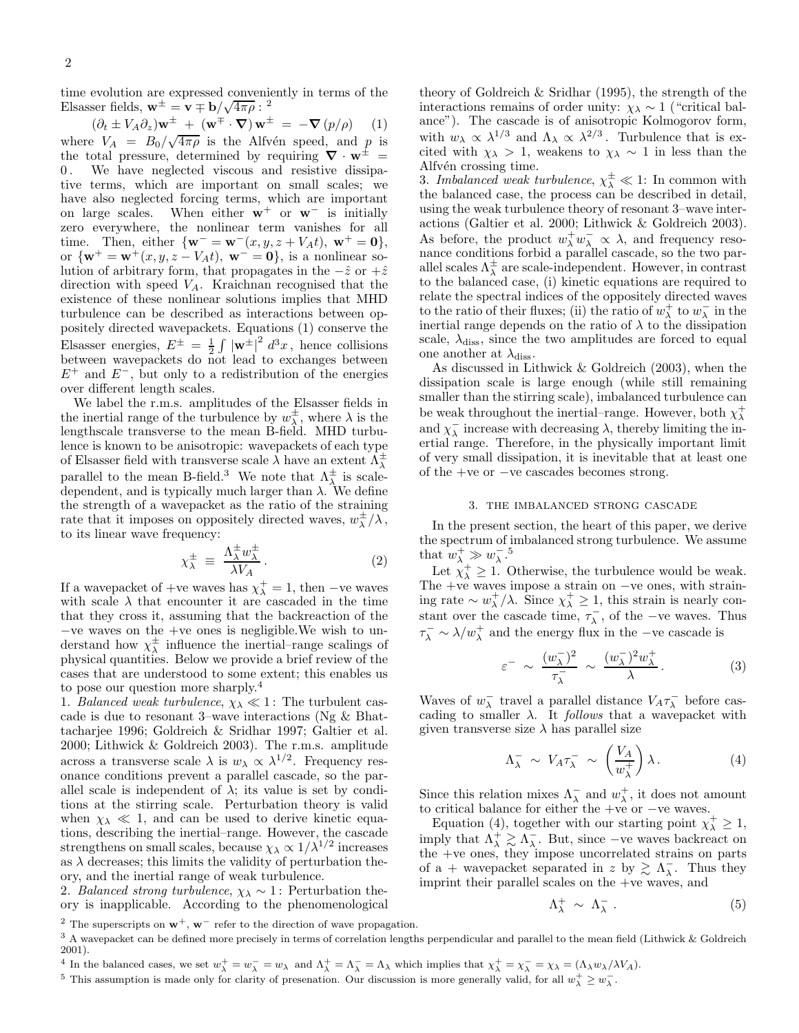time evolution are expressed conveniently in terms of the Elsasser fields, $\mathbf{w}^{\pm} = \mathbf{v} \mp \mathbf{b}/\sqrt{4\pi\rho}$ : [2]

$$(\partial_t \pm V_A \partial_z)\mathbf{w}^{\pm} + (\mathbf{w}^{\mp} \cdot \boldsymbol{\nabla})\,\mathbf{w}^{\pm} = -\boldsymbol{\nabla}\,(p/\rho) \qquad (1)$$

where $V_A = B_0/\sqrt{4\pi\rho}$ is the Alfvén speed, and $p$ is the total pressure, determined by requiring $\boldsymbol{\nabla} \cdot \mathbf{w}^{\pm} = 0$. We have neglected viscous and resistive dissipative terms, which are important on small scales; we have also neglected forcing terms, which are important on large scales. When either $\mathbf{w}^+$ or $\mathbf{w}^-$ is initially zero everywhere, the nonlinear term vanishes for all time. Then, either $\{\mathbf{w}^- = \mathbf{w}^-(x, y, z + V_A t),\ \mathbf{w}^+ = \mathbf{0}\}$, or $\{\mathbf{w}^+ = \mathbf{w}^+(x, y, z - V_A t),\ \mathbf{w}^- = \mathbf{0}\}$, is a nonlinear solution of arbitrary form, that propagates in the $-\hat{z}$ or $+\hat{z}$ direction with speed $V_A$. Kraichnan recognised that the existence of these nonlinear solutions implies that MHD turbulence can be described as interactions between oppositely directed wavepackets. Equations (1) conserve the Elsasser energies, $E^{\pm} = \frac{1}{2}\int |\mathbf{w}^{\pm}|^2\, d^3x$, hence collisions between wavepackets do not lead to exchanges between $E^+$ and $E^-$, but only to a redistribution of the energies over different length scales.

We label the r.m.s. amplitudes of the Elsasser fields in the inertial range of the turbulence by $w_\lambda^{\pm}$, where $\lambda$ is the lengthscale transverse to the mean B-field. MHD turbulence is known to be anisotropic: wavepackets of each type of Elsasser field with transverse scale $\lambda$ have an extent $\Lambda_\lambda^{\pm}$ parallel to the mean B-field.[3] We note that $\Lambda_\lambda^{\pm}$ is scale-dependent, and is typically much larger than $\lambda$. We define the strength of a wavepacket as the ratio of the straining rate that it imposes on oppositely directed waves, $w_\lambda^{\pm}/\lambda$, to its linear wave frequency:

$$\chi_\lambda^{\pm} \;\equiv\; \frac{\Lambda_\lambda^{\pm} w_\lambda^{\pm}}{\lambda V_A}\,. \qquad (2)$$

If a wavepacket of +ve waves has $\chi_\lambda^+ = 1$, then −ve waves with scale $\lambda$ that encounter it are cascaded in the time that they cross it, assuming that the backreaction of the −ve waves on the +ve ones is negligible.We wish to understand how $\chi_\lambda^{\pm}$ influence the inertial–range scalings of physical quantities. Below we provide a brief review of the cases that are understood to some extent; this enables us to pose our question more sharply.[4]

1. *Balanced weak turbulence*, $\chi_\lambda \ll 1$ : The turbulent cascade is due to resonant 3–wave interactions (Ng & Bhattacharjee 1996; Goldreich & Sridhar 1997; Galtier et al. 2000; Lithwick & Goldreich 2003). The r.m.s. amplitude across a transverse scale $\lambda$ is $w_\lambda \propto \lambda^{1/2}$. Frequency resonance conditions prevent a parallel cascade, so the parallel scale is independent of $\lambda$; its value is set by conditions at the stirring scale. Perturbation theory is valid when $\chi_\lambda \ll 1$, and can be used to derive kinetic equations, describing the inertial–range. However, the cascade strengthens on small scales, because $\chi_\lambda \propto 1/\lambda^{1/2}$ increases as $\lambda$ decreases; this limits the validity of perturbation theory, and the inertial range of weak turbulence.

2. *Balanced strong turbulence*, $\chi_\lambda \sim 1$ : Perturbation theory is inapplicable. According to the phenomenological theory of Goldreich & Sridhar (1995), the strength of the interactions remains of order unity: $\chi_\lambda \sim 1$ ("critical balance"). The cascade is of anisotropic Kolmogorov form, with $w_\lambda \propto \lambda^{1/3}$ and $\Lambda_\lambda \propto \lambda^{2/3}$. Turbulence that is excited with $\chi_\lambda > 1$, weakens to $\chi_\lambda \sim 1$ in less than the Alfvén crossing time.

3. *Imbalanced weak turbulence*, $\chi_\lambda^{\pm} \ll 1$: In common with the balanced case, the process can be described in detail, using the weak turbulence theory of resonant 3–wave interactions (Galtier et al. 2000; Lithwick & Goldreich 2003). As before, the product $w_\lambda^+ w_\lambda^- \propto \lambda$, and frequency resonance conditions forbid a parallel cascade, so the two parallel scales $\Lambda_\lambda^{\pm}$ are scale-independent. However, in contrast to the balanced case, (i) kinetic equations are required to relate the spectral indices of the oppositely directed waves to the ratio of their fluxes; (ii) the ratio of $w_\lambda^+$ to $w_\lambda^-$ in the inertial range depends on the ratio of $\lambda$ to the dissipation scale, $\lambda_{\rm diss}$, since the two amplitudes are forced to equal one another at $\lambda_{\rm diss}$.

As discussed in Lithwick & Goldreich (2003), when the dissipation scale is large enough (while still remaining smaller than the stirring scale), imbalanced turbulence can be weak throughout the inertial–range. However, both $\chi_\lambda^+$ and $\chi_\lambda^-$ increase with decreasing $\lambda$, thereby limiting the inertial range. Therefore, in the physically important limit of very small dissipation, it is inevitable that at least one of the +ve or −ve cascades becomes strong.

## 3. THE IMBALANCED STRONG CASCADE

In the present section, the heart of this paper, we derive the spectrum of imbalanced strong turbulence. We assume that $w_\lambda^+ \gg w_\lambda^-$.[5]

Let $\chi_\lambda^+ \geq 1$. Otherwise, the turbulence would be weak. The +ve waves impose a strain on −ve ones, with straining rate $\sim w_\lambda^+/\lambda$. Since $\chi_\lambda^+ \geq 1$, this strain is nearly constant over the cascade time, $\tau_\lambda^-$, of the −ve waves. Thus $\tau_\lambda^- \sim \lambda/w_\lambda^+$ and the energy flux in the −ve cascade is

$$\varepsilon^- \;\sim\; \frac{(w_\lambda^-)^2}{\tau_\lambda^-} \;\sim\; \frac{(w_\lambda^-)^2 w_\lambda^+}{\lambda}\,. \qquad (3)$$

Waves of $w_\lambda^-$ travel a parallel distance $V_A \tau_\lambda^-$ before cascading to smaller $\lambda$. It *follows* that a wavepacket with given transverse size $\lambda$ has parallel size

$$\Lambda_\lambda^- \;\sim\; V_A \tau_\lambda^- \;\sim\; \left(\frac{V_A}{w_\lambda^+}\right)\lambda\,. \qquad (4)$$

Since this relation mixes $\Lambda_\lambda^-$ and $w_\lambda^+$, it does not amount to critical balance for either the +ve or −ve waves.

Equation (4), together with our starting point $\chi_\lambda^+ \geq 1$, imply that $\Lambda_\lambda^+ \gtrsim \Lambda_\lambda^-$. But, since −ve waves backreact on the +ve ones, they impose uncorrelated strains on parts of a + wavepacket separated in $z$ by $\gtrsim \Lambda_\lambda^-$. Thus they imprint their parallel scales on the +ve waves, and

$$\Lambda_\lambda^+ \;\sim\; \Lambda_\lambda^-\,. \qquad (5)$$

[2] The superscripts on $\mathbf{w}^+$, $\mathbf{w}^-$ refer to the direction of wave propagation.

[3] A wavepacket can be defined more precisely in terms of correlation lengths perpendicular and parallel to the mean field (Lithwick & Goldreich 2001).

[4] In the balanced cases, we set $w_\lambda^+ = w_\lambda^- = w_\lambda$ and $\Lambda_\lambda^+ = \Lambda_\lambda^- = \Lambda_\lambda$ which implies that $\chi_\lambda^+ = \chi_\lambda^- = \chi_\lambda = (\Lambda_\lambda w_\lambda/\lambda V_A)$.

[5] This assumption is made only for clarity of presenation. Our discussion is more generally valid, for all $w_\lambda^+ \geq w_\lambda^-$.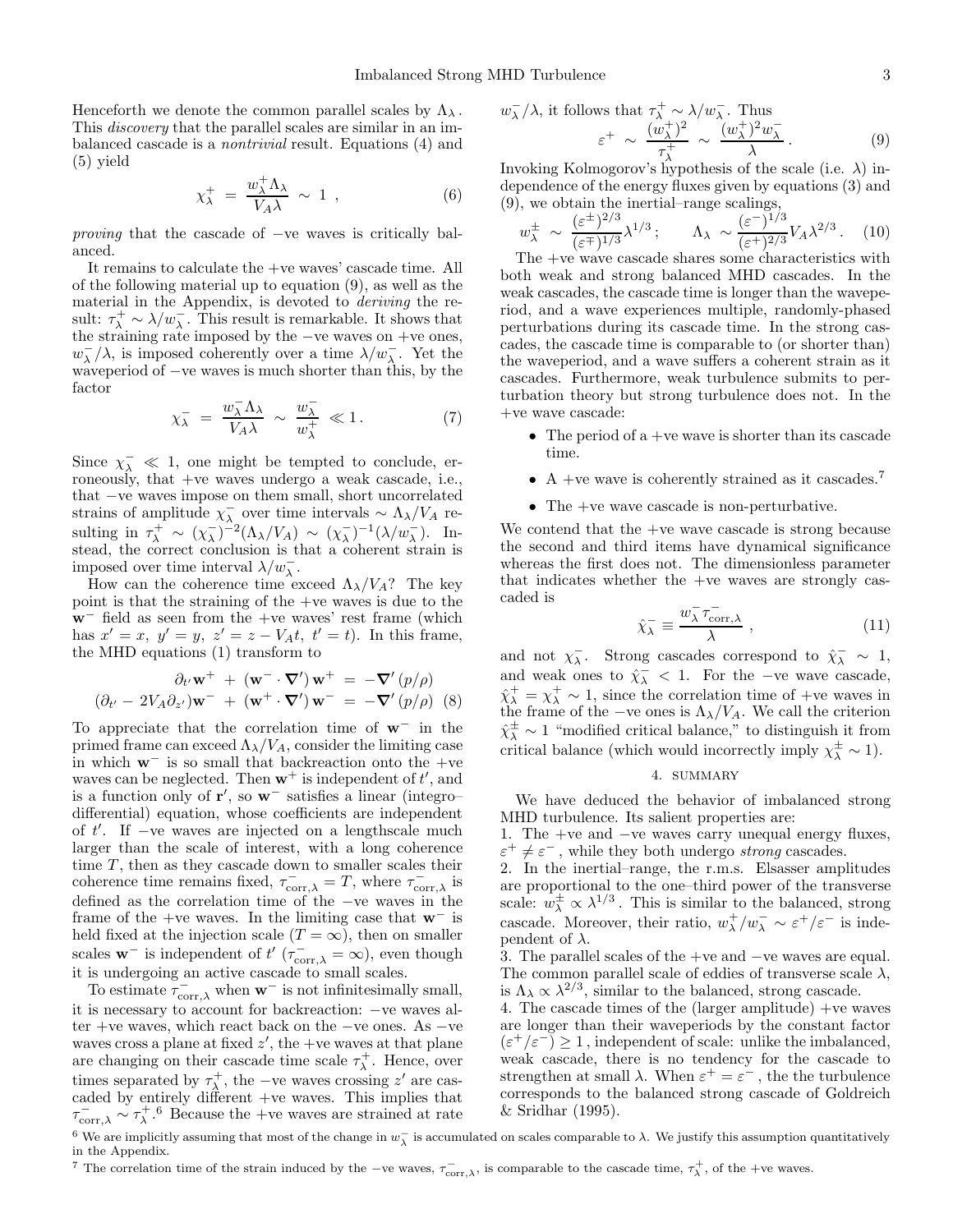Henceforth we denote the common parallel scales by $\Lambda_\lambda$. This *discovery* that the parallel scales are similar in an imbalanced cascade is a *nontrivial* result. Equations (4) and (5) yield

$$\chi^+_\lambda \;=\; \frac{w^+_\lambda \Lambda_\lambda}{V_A \lambda} \;\sim\; 1 \;, \tag{6}$$

*proving* that the cascade of −ve waves is critically balanced.

It remains to calculate the +ve waves' cascade time. All of the following material up to equation (9), as well as the material in the Appendix, is devoted to *deriving* the result: $\tau^+_\lambda \sim \lambda / w^-_\lambda$. This result is remarkable. It shows that the straining rate imposed by the −ve waves on +ve ones, $w^-_\lambda/\lambda$, is imposed coherently over a time $\lambda/w^-_\lambda$. Yet the waveperiod of −ve waves is much shorter than this, by the factor

$$\chi^-_\lambda \;=\; \frac{w^-_\lambda \Lambda_\lambda}{V_A \lambda} \;\sim\; \frac{w^-_\lambda}{w^+_\lambda} \;\ll 1\,. \tag{7}$$

Since $\chi^-_\lambda \ll 1$, one might be tempted to conclude, erroneously, that +ve waves undergo a weak cascade, i.e., that −ve waves impose on them small, short uncorrelated strains of amplitude $\chi^-_\lambda$ over time intervals $\sim \Lambda_\lambda/V_A$ resulting in $\tau^+_\lambda \sim (\chi^-_\lambda)^{-2}(\Lambda_\lambda/V_A) \sim (\chi^-_\lambda)^{-1}(\lambda/w^-_\lambda)$. Instead, the correct conclusion is that a coherent strain is imposed over time interval $\lambda/w^-_\lambda$.

How can the coherence time exceed $\Lambda_\lambda/V_A$? The key point is that the straining of the +ve waves is due to the $\mathbf{w}^-$ field as seen from the +ve waves' rest frame (which has $x' = x,\ y' = y,\ z' = z - V_A t,\ t' = t$). In this frame, the MHD equations (1) transform to

$$\partial_{t'} \mathbf{w}^+ \;+\; (\mathbf{w}^- \cdot \boldsymbol{\nabla}')\,\mathbf{w}^+ \;=\; -\boldsymbol{\nabla}'\,(p/\rho)$$
$$(\partial_{t'} - 2V_A\partial_{z'})\mathbf{w}^- \;+\; (\mathbf{w}^+ \cdot \boldsymbol{\nabla}')\,\mathbf{w}^- \;=\; -\boldsymbol{\nabla}'\,(p/\rho) \tag{8}$$

To appreciate that the correlation time of $\mathbf{w}^-$ in the primed frame can exceed $\Lambda_\lambda/V_A$, consider the limiting case in which $\mathbf{w}^-$ is so small that backreaction onto the +ve waves can be neglected. Then $\mathbf{w}^+$ is independent of $t'$, and is a function only of $\mathbf{r}'$, so $\mathbf{w}^-$ satisfies a linear (integro–differential) equation, whose coefficients are independent of $t'$. If −ve waves are injected on a lengthscale much larger than the scale of interest, with a long coherence time $T$, then as they cascade down to smaller scales their coherence time remains fixed, $\tau^-_{\mathrm{corr},\lambda} = T$, where $\tau^-_{\mathrm{corr},\lambda}$ is defined as the correlation time of the −ve waves in the frame of the +ve waves. In the limiting case that $\mathbf{w}^-$ is held fixed at the injection scale ($T = \infty$), then on smaller scales $\mathbf{w}^-$ is independent of $t'$ ($\tau^-_{\mathrm{corr},\lambda} = \infty$), even though it is undergoing an active cascade to small scales.

To estimate $\tau^-_{\mathrm{corr},\lambda}$ when $\mathbf{w}^-$ is not infinitesimally small, it is necessary to account for backreaction: −ve waves alter +ve waves, which react back on the −ve ones. As −ve waves cross a plane at fixed $z'$, the +ve waves at that plane are changing on their cascade time scale $\tau^+_\lambda$. Hence, over times separated by $\tau^+_\lambda$, the −ve waves crossing $z'$ are cascaded by entirely different +ve waves. This implies that $\tau^-_{\mathrm{corr},\lambda} \sim \tau^+_\lambda$.[6] Because the +ve waves are strained at rate $w^-_\lambda/\lambda$, it follows that $\tau^+_\lambda \sim \lambda/w^-_\lambda$. Thus

$$\varepsilon^+ \;\sim\; \frac{(w^+_\lambda)^2}{\tau^+_\lambda} \;\sim\; \frac{(w^+_\lambda)^2 w^-_\lambda}{\lambda}\,. \tag{9}$$

Invoking Kolmogorov's hypothesis of the scale (i.e. $\lambda$) independence of the energy fluxes given by equations (3) and (9), we obtain the inertial–range scalings,

$$w^\pm_\lambda \;\sim\; \frac{(\varepsilon^\pm)^{2/3}}{(\varepsilon^\mp)^{1/3}}\lambda^{1/3}\,; \qquad \Lambda_\lambda \;\sim \frac{(\varepsilon^-)^{1/3}}{(\varepsilon^+)^{2/3}} V_A \lambda^{2/3}\,. \tag{10}$$

The +ve wave cascade shares some characteristics with both weak and strong balanced MHD cascades. In the weak cascades, the cascade time is longer than the waveperiod, and a wave experiences multiple, randomly-phased perturbations during its cascade time. In the strong cascades, the cascade time is comparable to (or shorter than) the waveperiod, and a wave suffers a coherent strain as it cascades. Furthermore, weak turbulence submits to perturbation theory but strong turbulence does not. In the +ve wave cascade:

- The period of a +ve wave is shorter than its cascade time.
- A +ve wave is coherently strained as it cascades.[7]
- The +ve wave cascade is non-perturbative.

We contend that the +ve wave cascade is strong because the second and third items have dynamical significance whereas the first does not. The dimensionless parameter that indicates whether the +ve waves are strongly cascaded is

$$\hat{\chi}^-_\lambda \equiv \frac{w^-_\lambda \tau^-_{\mathrm{corr},\lambda}}{\lambda}\,, \tag{11}$$

and not $\chi^-_\lambda$. Strong cascades correspond to $\hat{\chi}^-_\lambda \sim 1$, and weak ones to $\hat{\chi}^-_\lambda < 1$. For the −ve wave cascade, $\hat{\chi}^+_\lambda = \chi^+_\lambda \sim 1$, since the correlation time of +ve waves in the frame of the −ve ones is $\Lambda_\lambda/V_A$. We call the criterion $\hat{\chi}^\pm_\lambda \sim 1$ "modified critical balance," to distinguish it from critical balance (which would incorrectly imply $\chi^\pm_\lambda \sim 1$).

## 4. SUMMARY

We have deduced the behavior of imbalanced strong MHD turbulence. Its salient properties are:

1. The +ve and −ve waves carry unequal energy fluxes, $\varepsilon^+ \neq \varepsilon^-$, while they both undergo *strong* cascades.
2. In the inertial–range, the r.m.s. Elsasser amplitudes are proportional to the one–third power of the transverse scale: $w^\pm_\lambda \propto \lambda^{1/3}$. This is similar to the balanced, strong cascade. Moreover, their ratio, $w^+_\lambda/w^-_\lambda \sim \varepsilon^+/\varepsilon^-$ is independent of $\lambda$.
3. The parallel scales of the +ve and −ve waves are equal. The common parallel scale of eddies of transverse scale $\lambda$, is $\Lambda_\lambda \propto \lambda^{2/3}$, similar to the balanced, strong cascade.
4. The cascade times of the (larger amplitude) +ve waves are longer than their waveperiods by the constant factor $(\varepsilon^+/\varepsilon^-) \geq 1$, independent of scale: unlike the imbalanced, weak cascade, there is no tendency for the cascade to strengthen at small $\lambda$. When $\varepsilon^+ = \varepsilon^-$, the the turbulence corresponds to the balanced strong cascade of Goldreich & Sridhar (1995).

[6] We are implicitly assuming that most of the change in $w^-_\lambda$ is accumulated on scales comparable to $\lambda$. We justify this assumption quantitatively in the Appendix.

[7] The correlation time of the strain induced by the −ve waves, $\tau^-_{\mathrm{corr},\lambda}$, is comparable to the cascade time, $\tau^+_\lambda$, of the +ve waves.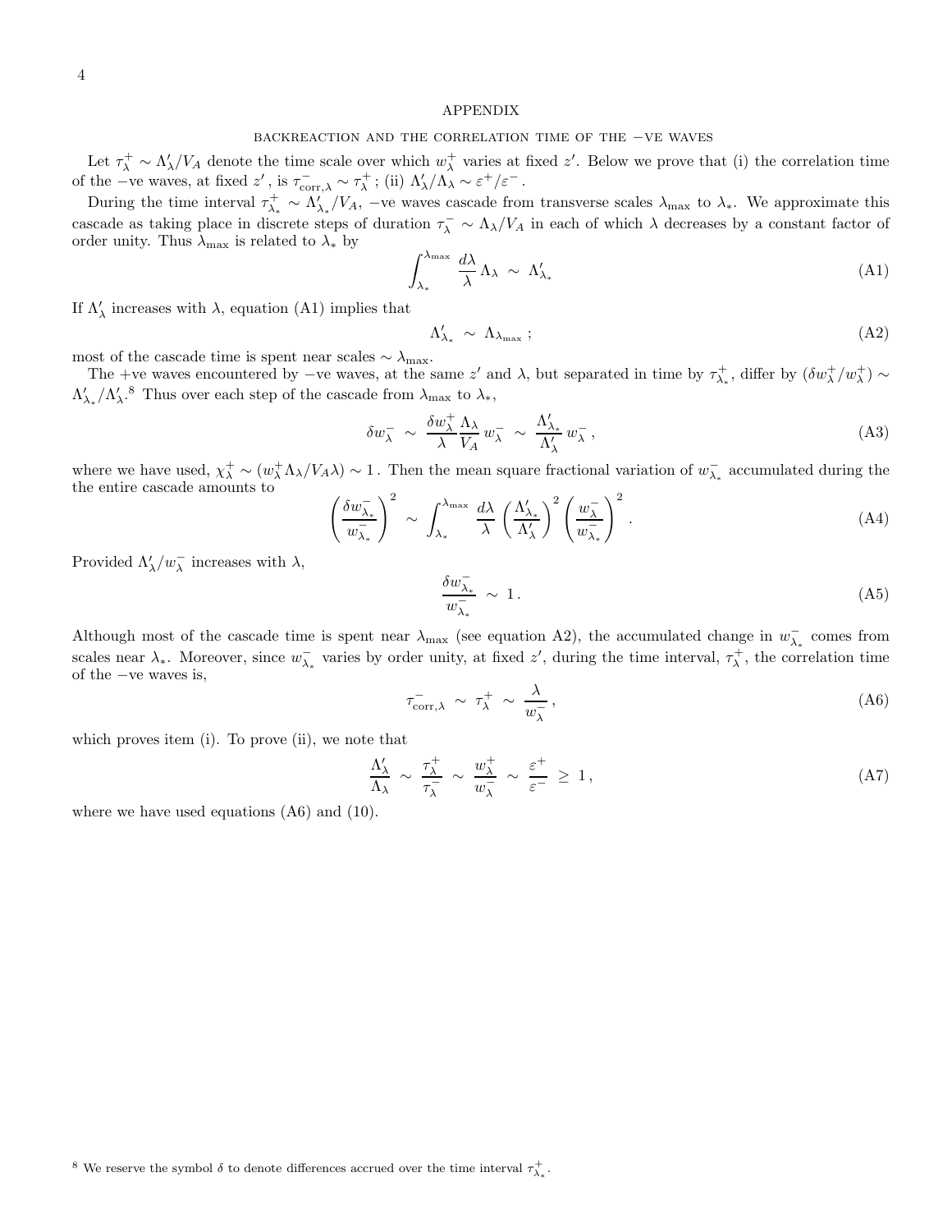# APPENDIX

## BACKREACTION AND THE CORRELATION TIME OF THE −VE WAVES

Let $\tau^+_\lambda \sim \Lambda'_\lambda / V_A$ denote the time scale over which $w^+_\lambda$ varies at fixed $z'$. Below we prove that (i) the correlation time of the −ve waves, at fixed $z'$, is $\tau^-_{\mathrm{corr},\lambda} \sim \tau^+_\lambda$ ; (ii) $\Lambda'_\lambda/\Lambda_\lambda \sim \varepsilon^+/\varepsilon^-$ .

During the time interval $\tau^+_{\lambda_*} \sim \Lambda'_{\lambda_*}/V_A$, −ve waves cascade from transverse scales $\lambda_{\max}$ to $\lambda_*$. We approximate this cascade as taking place in discrete steps of duration $\tau^-_\lambda \sim \Lambda_\lambda/V_A$ in each of which $\lambda$ decreases by a constant factor of order unity. Thus $\lambda_{\max}$ is related to $\lambda_*$ by

$$\int_{\lambda_*}^{\lambda_{\max}} \frac{d\lambda}{\lambda}\, \Lambda_\lambda \;\sim\; \Lambda'_{\lambda_*} \tag{A1}$$

If $\Lambda'_\lambda$ increases with $\lambda$, equation (A1) implies that

$$\Lambda'_{\lambda_*} \;\sim\; \Lambda_{\lambda_{\max}} \, ; \tag{A2}$$

most of the cascade time is spent near scales $\sim \lambda_{\max}$.

The +ve waves encountered by −ve waves, at the same $z'$ and $\lambda$, but separated in time by $\tau^+_{\lambda_*}$, differ by $(\delta w^+_\lambda / w^+_\lambda) \sim \Lambda'_{\lambda_*}/\Lambda'_\lambda$.[8] Thus over each step of the cascade from $\lambda_{\max}$ to $\lambda_*$,

$$\delta w^-_\lambda \;\sim\; \frac{\delta w^+_\lambda}{\lambda}\frac{\Lambda_\lambda}{V_A}\, w^-_\lambda \;\sim\; \frac{\Lambda'_{\lambda_*}}{\Lambda'_\lambda}\, w^-_\lambda \, , \tag{A3}$$

where we have used, $\chi^+_\lambda \sim (w^+_\lambda \Lambda_\lambda / V_A \lambda) \sim 1$ . Then the mean square fractional variation of $w^-_{\lambda_*}$ accumulated during the the entire cascade amounts to

$$\left(\frac{\delta w^-_{\lambda_*}}{w^-_{\lambda_*}}\right)^2 \;\sim\; \int_{\lambda_*}^{\lambda_{\max}} \frac{d\lambda}{\lambda} \left(\frac{\Lambda'_{\lambda_*}}{\Lambda'_\lambda}\right)^2 \left(\frac{w^-_\lambda}{w^-_{\lambda_*}}\right)^2 . \tag{A4}$$

Provided $\Lambda'_\lambda / w^-_\lambda$ increases with $\lambda$,

$$\frac{\delta w^-_{\lambda_*}}{w^-_{\lambda_*}} \;\sim\; 1 \, . \tag{A5}$$

Although most of the cascade time is spent near $\lambda_{\max}$ (see equation A2), the accumulated change in $w^-_{\lambda_*}$ comes from scales near $\lambda_*$. Moreover, since $w^-_{\lambda_*}$ varies by order unity, at fixed $z'$, during the time interval, $\tau^+_\lambda$, the correlation time of the −ve waves is,

$$\tau^-_{\mathrm{corr},\lambda} \;\sim\; \tau^+_\lambda \;\sim\; \frac{\lambda}{w^-_\lambda} \, , \tag{A6}$$

which proves item (i). To prove (ii), we note that

$$\frac{\Lambda'_\lambda}{\Lambda_\lambda} \;\sim\; \frac{\tau^+_\lambda}{\tau^-_\lambda} \;\sim\; \frac{w^+_\lambda}{w^-_\lambda} \;\sim\; \frac{\varepsilon^+}{\varepsilon^-} \;\geq\; 1 \, , \tag{A7}$$

where we have used equations (A6) and (10).

[8] We reserve the symbol $\delta$ to denote differences accrued over the time interval $\tau^+_{\lambda_*}$.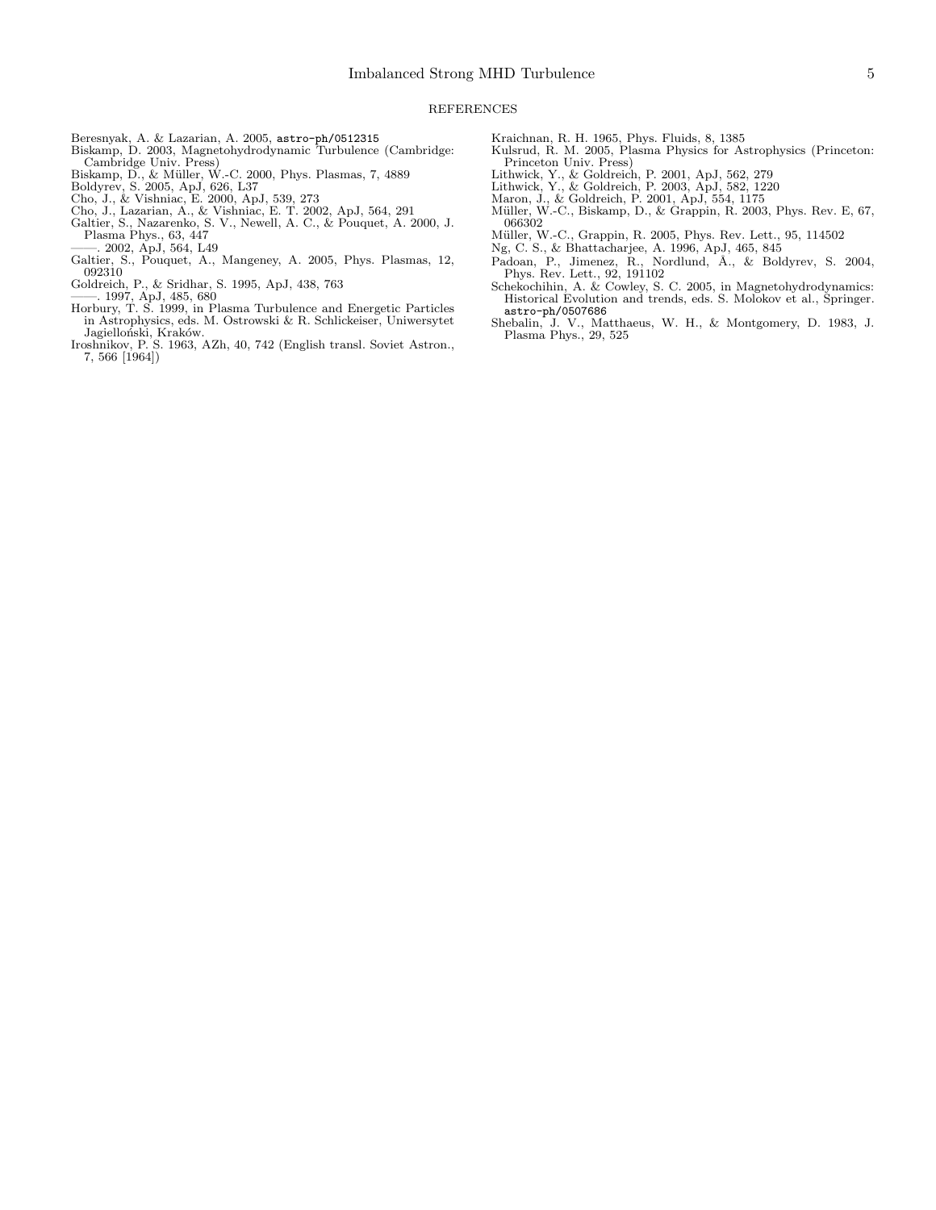## REFERENCES

Beresnyak, A. & Lazarian, A. 2005, astro-ph/0512315

Biskamp, D. 2003, Magnetohydrodynamic Turbulence (Cambridge: Cambridge Univ. Press)

Biskamp, D., & Müller, W.-C. 2000, Phys. Plasmas, 7, 4889

Boldyrev, S. 2005, ApJ, 626, L37

Cho, J., & Vishniac, E. 2000, ApJ, 539, 273

Cho, J., Lazarian, A., & Vishniac, E. T. 2002, ApJ, 564, 291

Galtier, S., Nazarenko, S. V., Newell, A. C., & Pouquet, A. 2000, J. Plasma Phys., 63, 447

——. 2002, ApJ, 564, L49

Galtier, S., Pouquet, A., Mangeney, A. 2005, Phys. Plasmas, 12, 092310

Goldreich, P., & Sridhar, S. 1995, ApJ, 438, 763

——. 1997, ApJ, 485, 680

Horbury, T. S. 1999, in Plasma Turbulence and Energetic Particles in Astrophysics, eds. M. Ostrowski & R. Schlickeiser, Uniwersytet Jagielloński, Kraków.

Iroshnikov, P. S. 1963, AZh, 40, 742 (English transl. Soviet Astron., 7, 566 [1964])

Kraichnan, R. H. 1965, Phys. Fluids, 8, 1385

Kulsrud, R. M. 2005, Plasma Physics for Astrophysics (Princeton: Princeton Univ. Press)

Lithwick, Y., & Goldreich, P. 2001, ApJ, 562, 279

Lithwick, Y., & Goldreich, P. 2003, ApJ, 582, 1220

Maron, J., & Goldreich, P. 2001, ApJ, 554, 1175

Müller, W.-C., Biskamp, D., & Grappin, R. 2003, Phys. Rev. E, 67, 066302

Müller, W.-C., Grappin, R. 2005, Phys. Rev. Lett., 95, 114502

Ng, C. S., & Bhattacharjee, A. 1996, ApJ, 465, 845

Padoan, P., Jimenez, R., Nordlund, Å., & Boldyrev, S. 2004, Phys. Rev. Lett., 92, 191102

Schekochihin, A. & Cowley, S. C. 2005, in Magnetohydrodynamics: Historical Evolution and trends, eds. S. Molokov et al., Springer. astro-ph/0507686

Shebalin, J. V., Matthaeus, W. H., & Montgomery, D. 1983, J. Plasma Phys., 29, 525